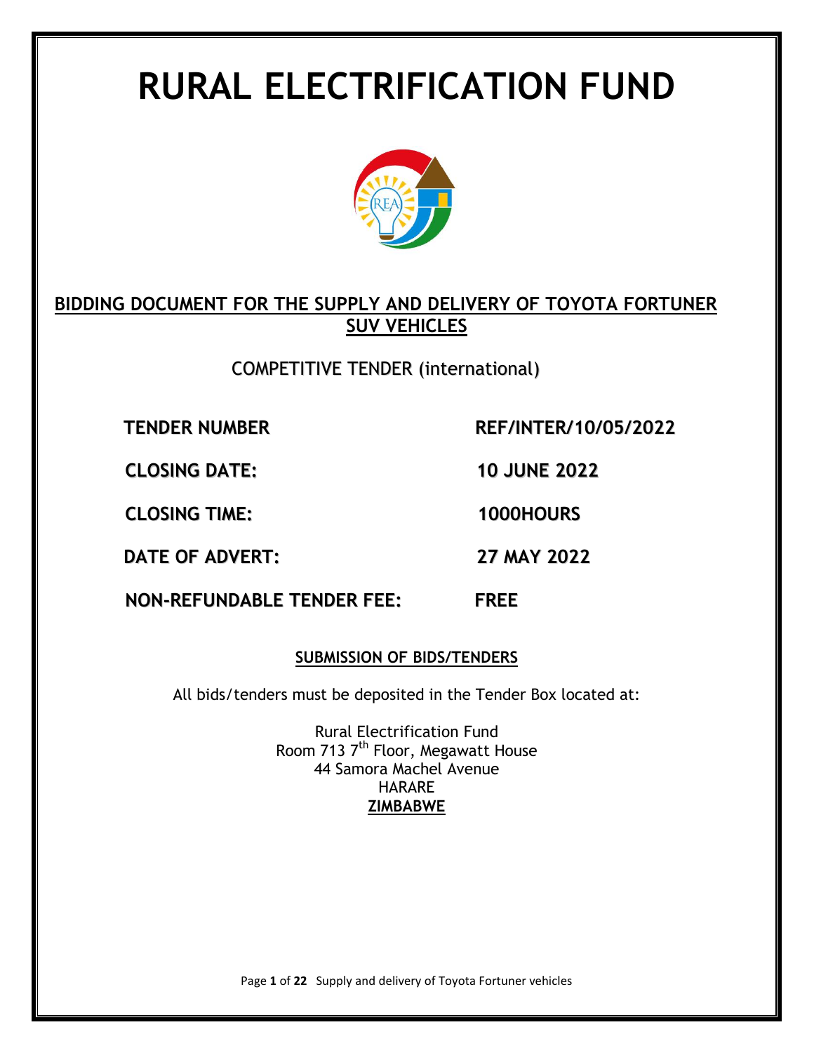# RURAL ELECTRIFICATION FUND

## BIDDING DOCUMENT FOR THE SUPPLY AND DELIVERY OF TOYOTA FORTUNER SUV VEHICLES

COMPETITIVE TENDER (international)

| | |
|---|---|
| **TENDER NUMBER** | **REF/INTER/10/05/2022** |
| **CLOSING DATE:** | **10 JUNE 2022** |
| **CLOSING TIME:** | **1000HOURS** |
| **DATE OF ADVERT:** | **27 MAY 2022** |
| **NON-REFUNDABLE TENDER FEE:** | **FREE** |

### SUBMISSION OF BIDS/TENDERS

All bids/tenders must be deposited in the Tender Box located at:

Rural Electrification Fund
Room 713 7th Floor, Megawatt House
44 Samora Machel Avenue
HARARE
**ZIMBABWE**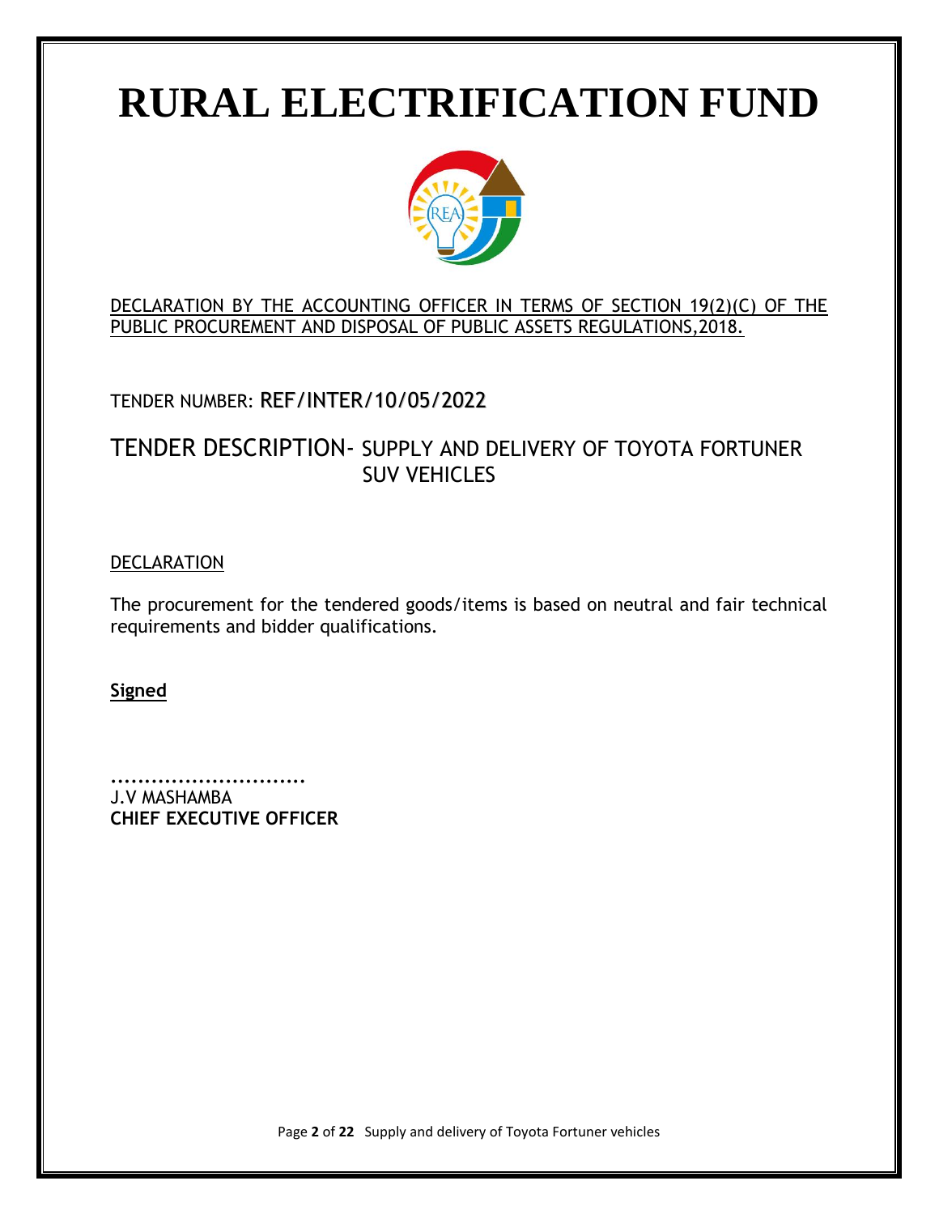# RURAL ELECTRIFICATION FUND

DECLARATION BY THE ACCOUNTING OFFICER IN TERMS OF SECTION 19(2)(C) OF THE PUBLIC PROCUREMENT AND DISPOSAL OF PUBLIC ASSETS REGULATIONS,2018.

TENDER NUMBER: REF/INTER/10/05/2022

TENDER DESCRIPTION- SUPPLY AND DELIVERY OF TOYOTA FORTUNER SUV VEHICLES

DECLARATION

The procurement for the tendered goods/items is based on neutral and fair technical requirements and bidder qualifications.

**Signed**

..............................
J.V MASHAMBA
**CHIEF EXECUTIVE OFFICER**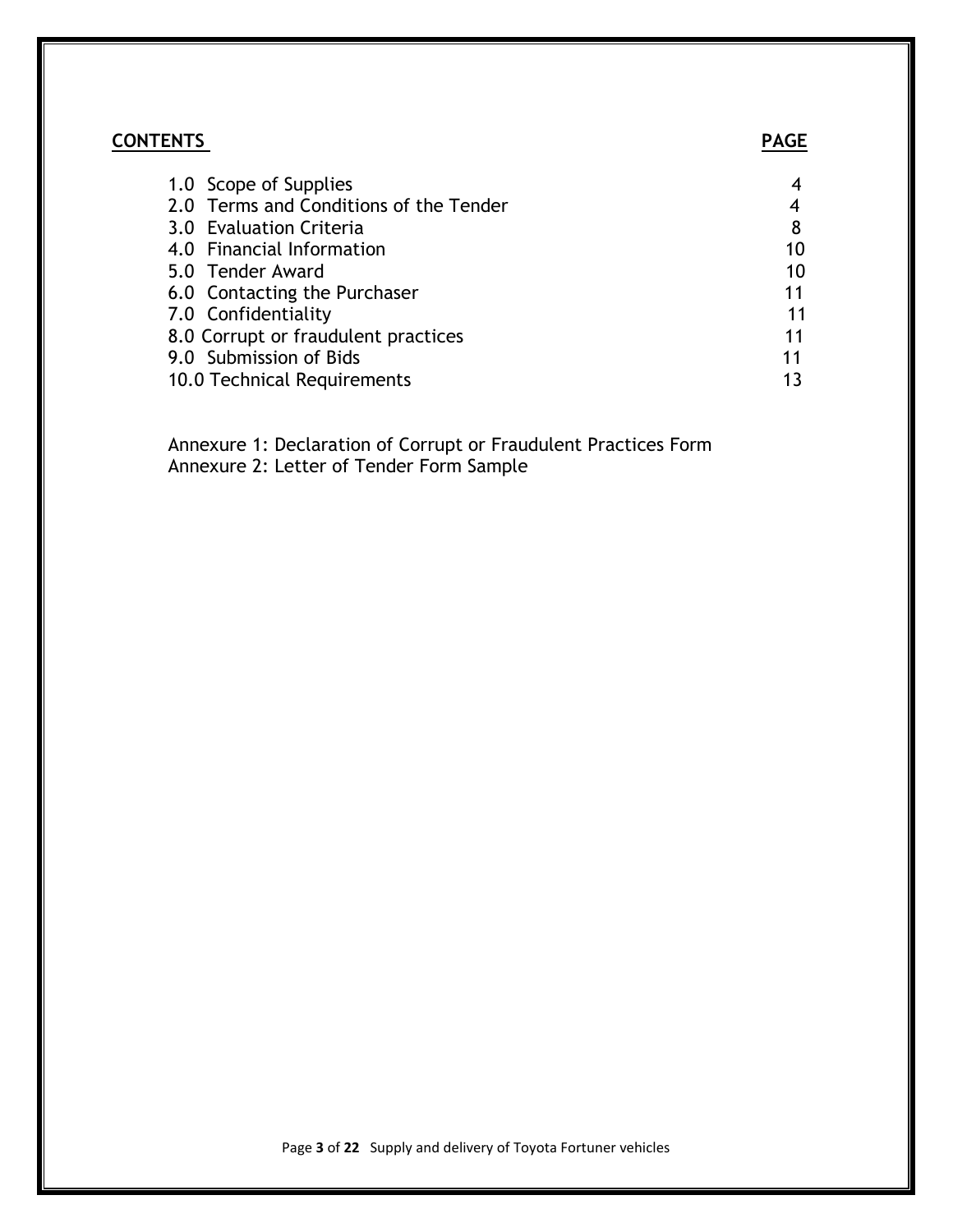**CONTENTS** **PAGE**

| | |
|---|---|
| 1.0 Scope of Supplies | 4 |
| 2.0 Terms and Conditions of the Tender | 4 |
| 3.0 Evaluation Criteria | 8 |
| 4.0 Financial Information | 10 |
| 5.0 Tender Award | 10 |
| 6.0 Contacting the Purchaser | 11 |
| 7.0 Confidentiality | 11 |
| 8.0 Corrupt or fraudulent practices | 11 |
| 9.0 Submission of Bids | 11 |
| 10.0 Technical Requirements | 13 |

Annexure 1: Declaration of Corrupt or Fraudulent Practices Form
Annexure 2: Letter of Tender Form Sample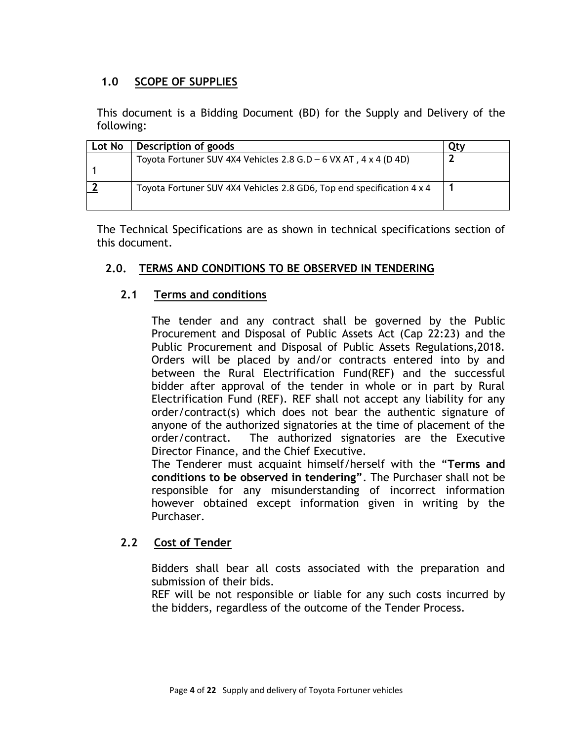## 1.0 SCOPE OF SUPPLIES

This document is a Bidding Document (BD) for the Supply and Delivery of the following:

| Lot No | Description of goods | Qty |
|---|---|---|
| 1 | Toyota Fortuner SUV 4X4 Vehicles 2.8 G.D – 6 VX AT , 4 x 4 (D 4D) | **2** |
| **2** | Toyota Fortuner SUV 4X4 Vehicles 2.8 GD6, Top end specification 4 x 4 | **1** |

The Technical Specifications are as shown in technical specifications section of this document.

## 2.0. TERMS AND CONDITIONS TO BE OBSERVED IN TENDERING

### 2.1 Terms and conditions

The tender and any contract shall be governed by the Public Procurement and Disposal of Public Assets Act (Cap 22:23) and the Public Procurement and Disposal of Public Assets Regulations,2018. Orders will be placed by and/or contracts entered into by and between the Rural Electrification Fund(REF) and the successful bidder after approval of the tender in whole or in part by Rural Electrification Fund (REF). REF shall not accept any liability for any order/contract(s) which does not bear the authentic signature of anyone of the authorized signatories at the time of placement of the order/contract. The authorized signatories are the Executive Director Finance, and the Chief Executive.

The Tenderer must acquaint himself/herself with the "**Terms and conditions to be observed in tendering**". The Purchaser shall not be responsible for any misunderstanding of incorrect information however obtained except information given in writing by the Purchaser.

### 2.2 Cost of Tender

Bidders shall bear all costs associated with the preparation and submission of their bids.

REF will be not responsible or liable for any such costs incurred by the bidders, regardless of the outcome of the Tender Process.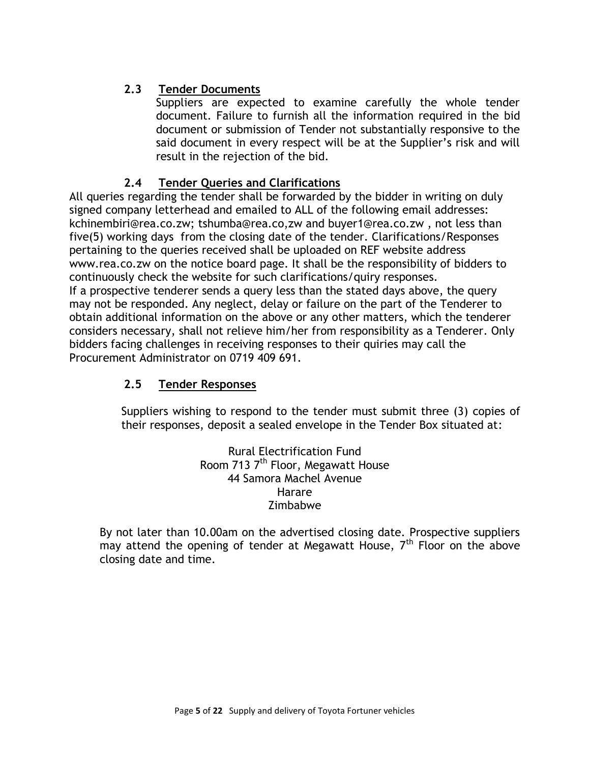### 2.3 Tender Documents

Suppliers are expected to examine carefully the whole tender document. Failure to furnish all the information required in the bid document or submission of Tender not substantially responsive to the said document in every respect will be at the Supplier's risk and will result in the rejection of the bid.

### 2.4 Tender Queries and Clarifications

All queries regarding the tender shall be forwarded by the bidder in writing on duly signed company letterhead and emailed to ALL of the following email addresses: kchinembiri@rea.co.zw; tshumba@rea.co,zw and buyer1@rea.co.zw , not less than five(5) working days from the closing date of the tender. Clarifications/Responses pertaining to the queries received shall be uploaded on REF website address www.rea.co.zw on the notice board page. It shall be the responsibility of bidders to continuously check the website for such clarifications/quiry responses.
If a prospective tenderer sends a query less than the stated days above, the query may not be responded. Any neglect, delay or failure on the part of the Tenderer to obtain additional information on the above or any other matters, which the tenderer considers necessary, shall not relieve him/her from responsibility as a Tenderer. Only bidders facing challenges in receiving responses to their quiries may call the Procurement Administrator on 0719 409 691.

### 2.5 Tender Responses

Suppliers wishing to respond to the tender must submit three (3) copies of their responses, deposit a sealed envelope in the Tender Box situated at:

Rural Electrification Fund
Room 713 7th Floor, Megawatt House
44 Samora Machel Avenue
Harare
Zimbabwe

By not later than 10.00am on the advertised closing date. Prospective suppliers may attend the opening of tender at Megawatt House, 7th Floor on the above closing date and time.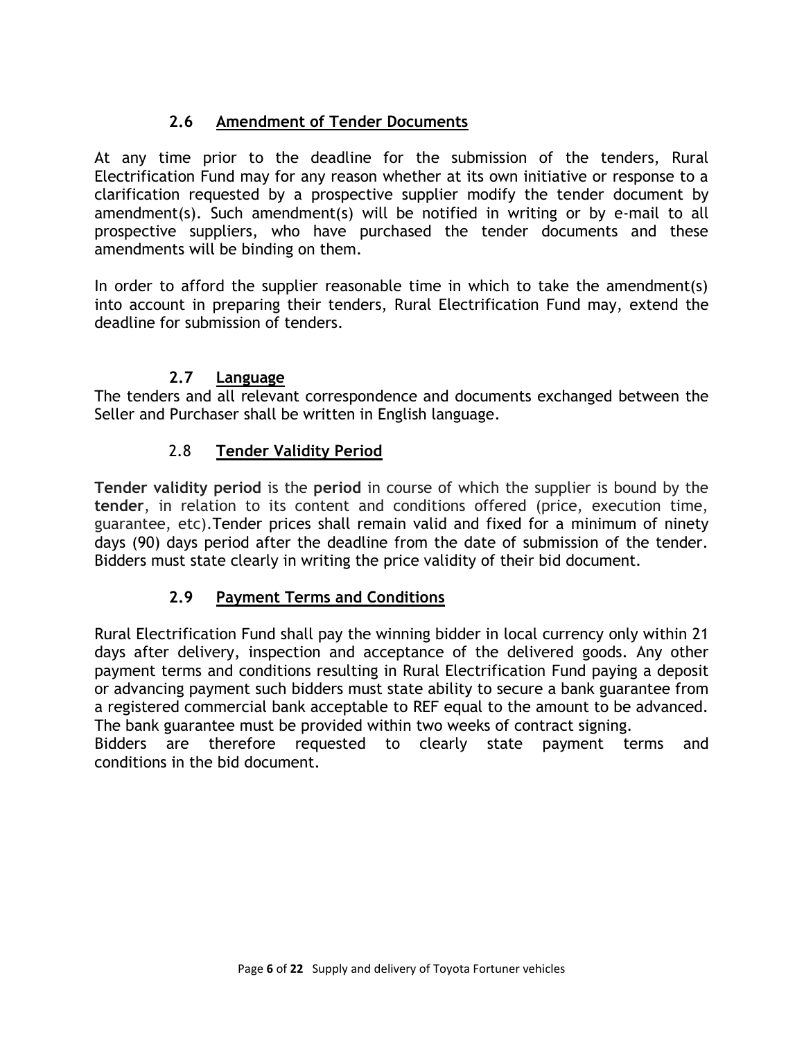### 2.6 Amendment of Tender Documents

At any time prior to the deadline for the submission of the tenders, Rural Electrification Fund may for any reason whether at its own initiative or response to a clarification requested by a prospective supplier modify the tender document by amendment(s). Such amendment(s) will be notified in writing or by e-mail to all prospective suppliers, who have purchased the tender documents and these amendments will be binding on them.

In order to afford the supplier reasonable time in which to take the amendment(s) into account in preparing their tenders, Rural Electrification Fund may, extend the deadline for submission of tenders.

### 2.7 Language

The tenders and all relevant correspondence and documents exchanged between the Seller and Purchaser shall be written in English language.

### 2.8 Tender Validity Period

**Tender validity period** is the **period** in course of which the supplier is bound by the **tender**, in relation to its content and conditions offered (price, execution time, guarantee, etc).Tender prices shall remain valid and fixed for a minimum of ninety days (90) days period after the deadline from the date of submission of the tender. Bidders must state clearly in writing the price validity of their bid document.

### 2.9 Payment Terms and Conditions

Rural Electrification Fund shall pay the winning bidder in local currency only within 21 days after delivery, inspection and acceptance of the delivered goods. Any other payment terms and conditions resulting in Rural Electrification Fund paying a deposit or advancing payment such bidders must state ability to secure a bank guarantee from a registered commercial bank acceptable to REF equal to the amount to be advanced. The bank guarantee must be provided within two weeks of contract signing.
Bidders are therefore requested to clearly state payment terms and conditions in the bid document.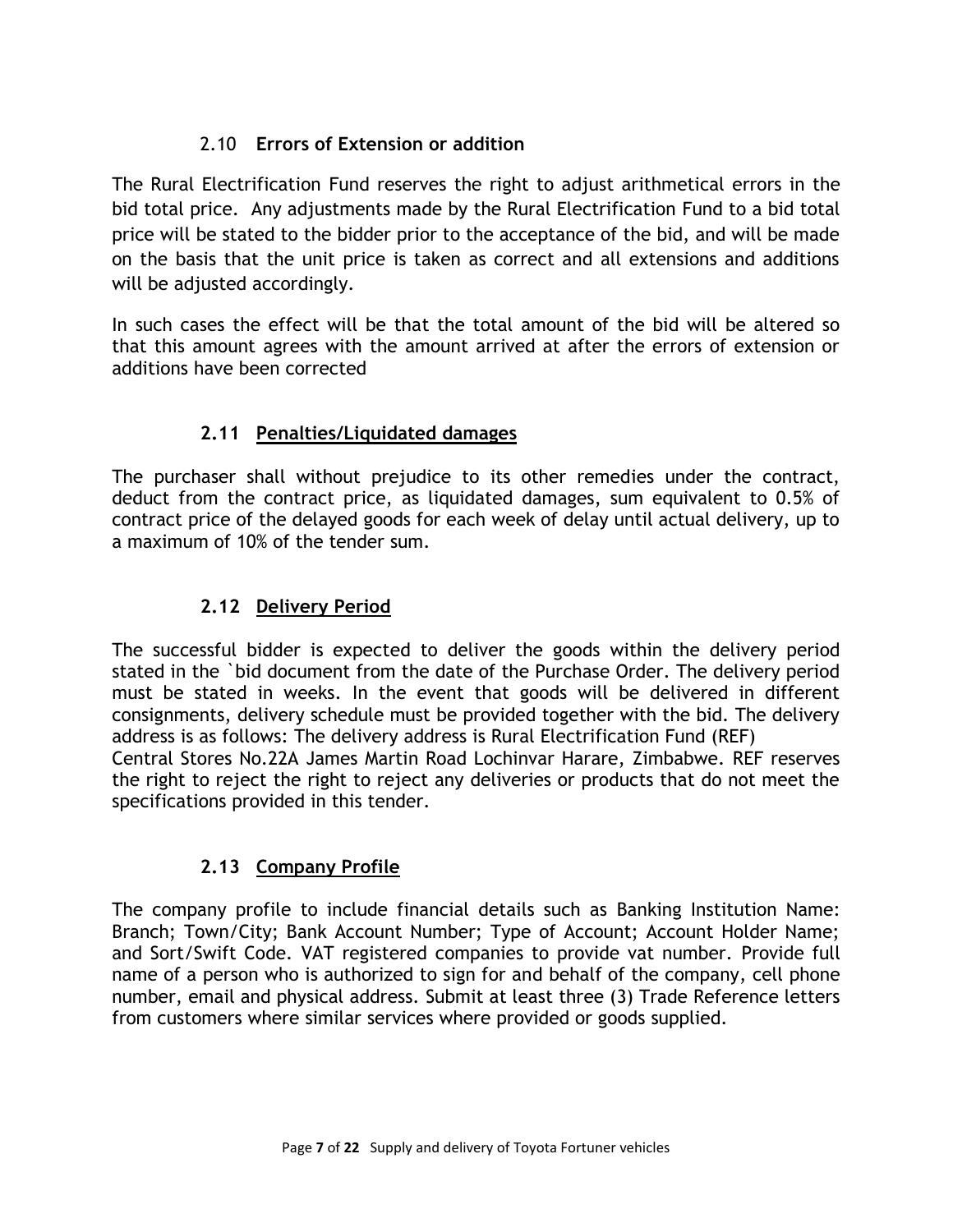### 2.10 Errors of Extension or addition

The Rural Electrification Fund reserves the right to adjust arithmetical errors in the bid total price. Any adjustments made by the Rural Electrification Fund to a bid total price will be stated to the bidder prior to the acceptance of the bid, and will be made on the basis that the unit price is taken as correct and all extensions and additions will be adjusted accordingly.

In such cases the effect will be that the total amount of the bid will be altered so that this amount agrees with the amount arrived at after the errors of extension or additions have been corrected

### 2.11 Penalties/Liquidated damages

The purchaser shall without prejudice to its other remedies under the contract, deduct from the contract price, as liquidated damages, sum equivalent to 0.5% of contract price of the delayed goods for each week of delay until actual delivery, up to a maximum of 10% of the tender sum.

### 2.12 Delivery Period

The successful bidder is expected to deliver the goods within the delivery period stated in the `bid document from the date of the Purchase Order. The delivery period must be stated in weeks. In the event that goods will be delivered in different consignments, delivery schedule must be provided together with the bid. The delivery address is as follows: The delivery address is Rural Electrification Fund (REF) Central Stores No.22A James Martin Road Lochinvar Harare, Zimbabwe. REF reserves the right to reject the right to reject any deliveries or products that do not meet the specifications provided in this tender.

### 2.13 Company Profile

The company profile to include financial details such as Banking Institution Name: Branch; Town/City; Bank Account Number; Type of Account; Account Holder Name; and Sort/Swift Code. VAT registered companies to provide vat number. Provide full name of a person who is authorized to sign for and behalf of the company, cell phone number, email and physical address. Submit at least three (3) Trade Reference letters from customers where similar services where provided or goods supplied.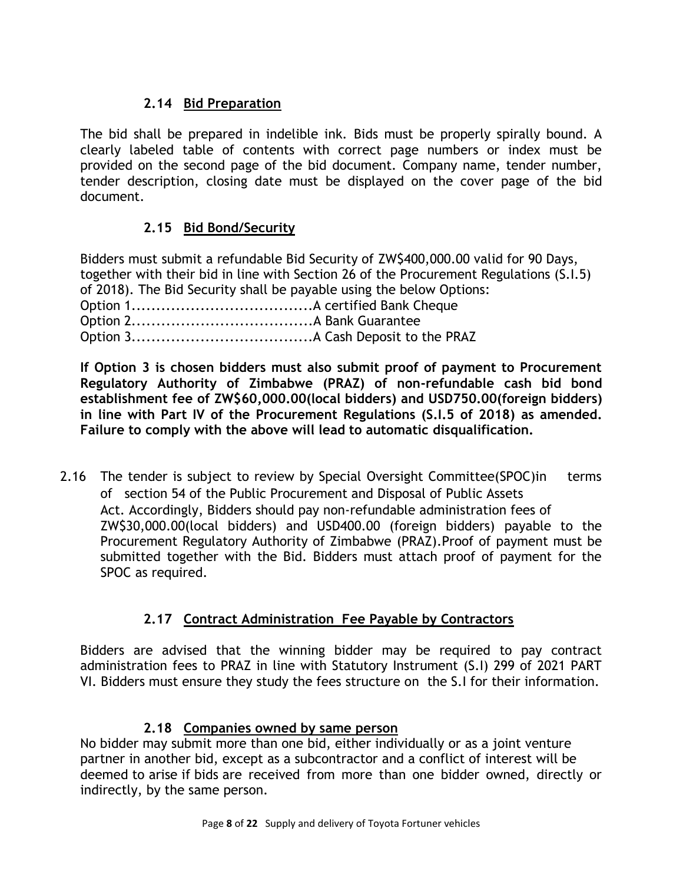### 2.14 Bid Preparation

The bid shall be prepared in indelible ink. Bids must be properly spirally bound. A clearly labeled table of contents with correct page numbers or index must be provided on the second page of the bid document. Company name, tender number, tender description, closing date must be displayed on the cover page of the bid document.

### 2.15 Bid Bond/Security

Bidders must submit a refundable Bid Security of ZW$400,000.00 valid for 90 Days, together with their bid in line with Section 26 of the Procurement Regulations (S.I.5) of 2018). The Bid Security shall be payable using the below Options:
Option 1.....................................A certified Bank Cheque
Option 2.....................................A Bank Guarantee
Option 3.....................................A Cash Deposit to the PRAZ

**If Option 3 is chosen bidders must also submit proof of payment to Procurement Regulatory Authority of Zimbabwe (PRAZ) of non-refundable cash bid bond establishment fee of ZW$60,000.00(local bidders) and USD750.00(foreign bidders) in line with Part IV of the Procurement Regulations (S.I.5 of 2018) as amended. Failure to comply with the above will lead to automatic disqualification.**

2.16 The tender is subject to review by Special Oversight Committee(SPOC)in terms of section 54 of the Public Procurement and Disposal of Public Assets Act. Accordingly, Bidders should pay non-refundable administration fees of ZW$30,000.00(local bidders) and USD400.00 (foreign bidders) payable to the Procurement Regulatory Authority of Zimbabwe (PRAZ).Proof of payment must be submitted together with the Bid. Bidders must attach proof of payment for the SPOC as required.

### 2.17 Contract Administration Fee Payable by Contractors

Bidders are advised that the winning bidder may be required to pay contract administration fees to PRAZ in line with Statutory Instrument (S.I) 299 of 2021 PART VI. Bidders must ensure they study the fees structure on the S.I for their information.

### 2.18 Companies owned by same person

No bidder may submit more than one bid, either individually or as a joint venture partner in another bid, except as a subcontractor and a conflict of interest will be deemed to arise if bids are received from more than one bidder owned, directly or indirectly, by the same person.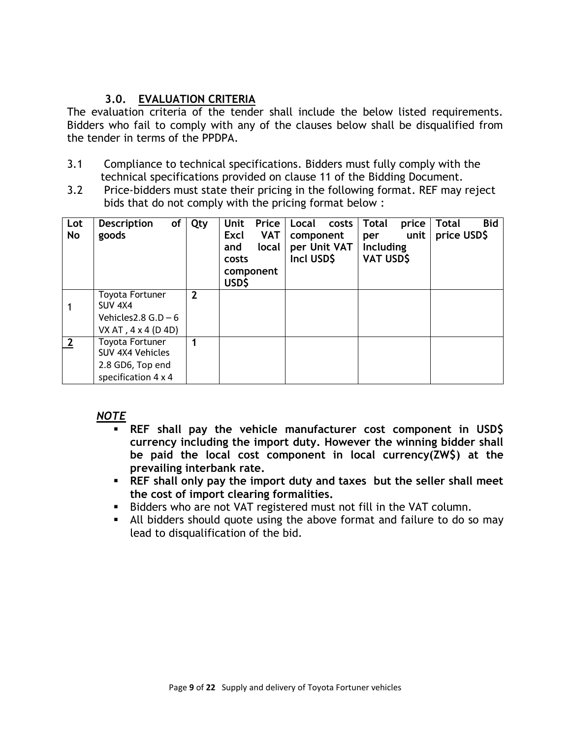## 3.0. EVALUATION CRITERIA

The evaluation criteria of the tender shall include the below listed requirements. Bidders who fail to comply with any of the clauses below shall be disqualified from the tender in terms of the PPDPA.

3.1 Compliance to technical specifications. Bidders must fully comply with the technical specifications provided on clause 11 of the Bidding Document.

3.2 Price-bidders must state their pricing in the following format. REF may reject bids that do not comply with the pricing format below :

| Lot No | Description of goods | Qty | Unit Price Excl VAT and local costs component USD$ | Local costs component per Unit VAT Incl USD$ | Total price per unit Including VAT USD$ | Total Bid price USD$ |
|---|---|---|---|---|---|---|
| 1 | Toyota Fortuner SUV 4X4 Vehicles2.8 G.D – 6 VX AT , 4 x 4 (D 4D) | 2 | | | | |
| 2 | Toyota Fortuner SUV 4X4 Vehicles 2.8 GD6, Top end specification 4 x 4 | 1 | | | | |

***NOTE***

- **REF shall pay the vehicle manufacturer cost component in USD$ currency including the import duty. However the winning bidder shall be paid the local cost component in local currency(ZW$) at the prevailing interbank rate.**
- **REF shall only pay the import duty and taxes but the seller shall meet the cost of import clearing formalities.**
- Bidders who are not VAT registered must not fill in the VAT column.
- All bidders should quote using the above format and failure to do so may lead to disqualification of the bid.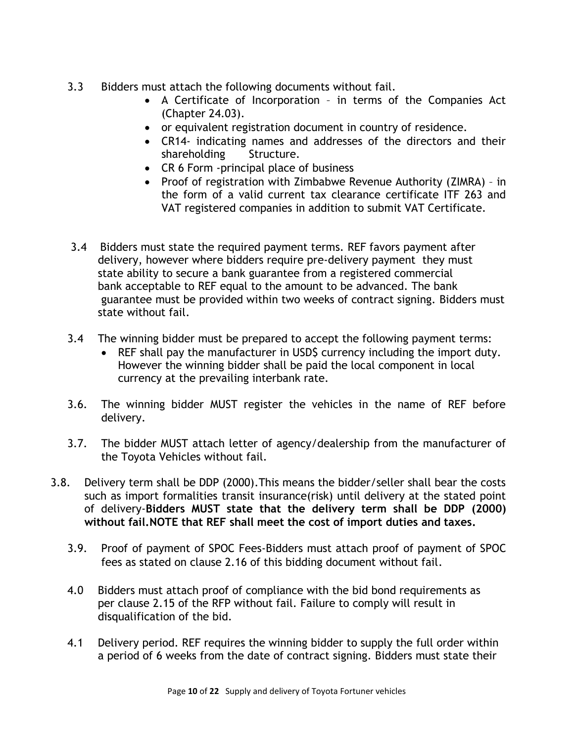3.3 Bidders must attach the following documents without fail.

- A Certificate of Incorporation – in terms of the Companies Act (Chapter 24.03).
- or equivalent registration document in country of residence.
- CR14- indicating names and addresses of the directors and their shareholding Structure.
- CR 6 Form -principal place of business
- Proof of registration with Zimbabwe Revenue Authority (ZIMRA) – in the form of a valid current tax clearance certificate ITF 263 and VAT registered companies in addition to submit VAT Certificate.

3.4 Bidders must state the required payment terms. REF favors payment after delivery, however where bidders require pre-delivery payment they must state ability to secure a bank guarantee from a registered commercial bank acceptable to REF equal to the amount to be advanced. The bank guarantee must be provided within two weeks of contract signing. Bidders must state without fail.

3.4 The winning bidder must be prepared to accept the following payment terms:

- REF shall pay the manufacturer in USD$ currency including the import duty. However the winning bidder shall be paid the local component in local currency at the prevailing interbank rate.

3.6. The winning bidder MUST register the vehicles in the name of REF before delivery.

3.7. The bidder MUST attach letter of agency/dealership from the manufacturer of the Toyota Vehicles without fail.

3.8. Delivery term shall be DDP (2000).This means the bidder/seller shall bear the costs such as import formalities transit insurance(risk) until delivery at the stated point of delivery-**Bidders MUST state that the delivery term shall be DDP (2000) without fail.NOTE that REF shall meet the cost of import duties and taxes.**

3.9. Proof of payment of SPOC Fees-Bidders must attach proof of payment of SPOC fees as stated on clause 2.16 of this bidding document without fail.

4.0 Bidders must attach proof of compliance with the bid bond requirements as per clause 2.15 of the RFP without fail. Failure to comply will result in disqualification of the bid.

4.1 Delivery period. REF requires the winning bidder to supply the full order within a period of 6 weeks from the date of contract signing. Bidders must state their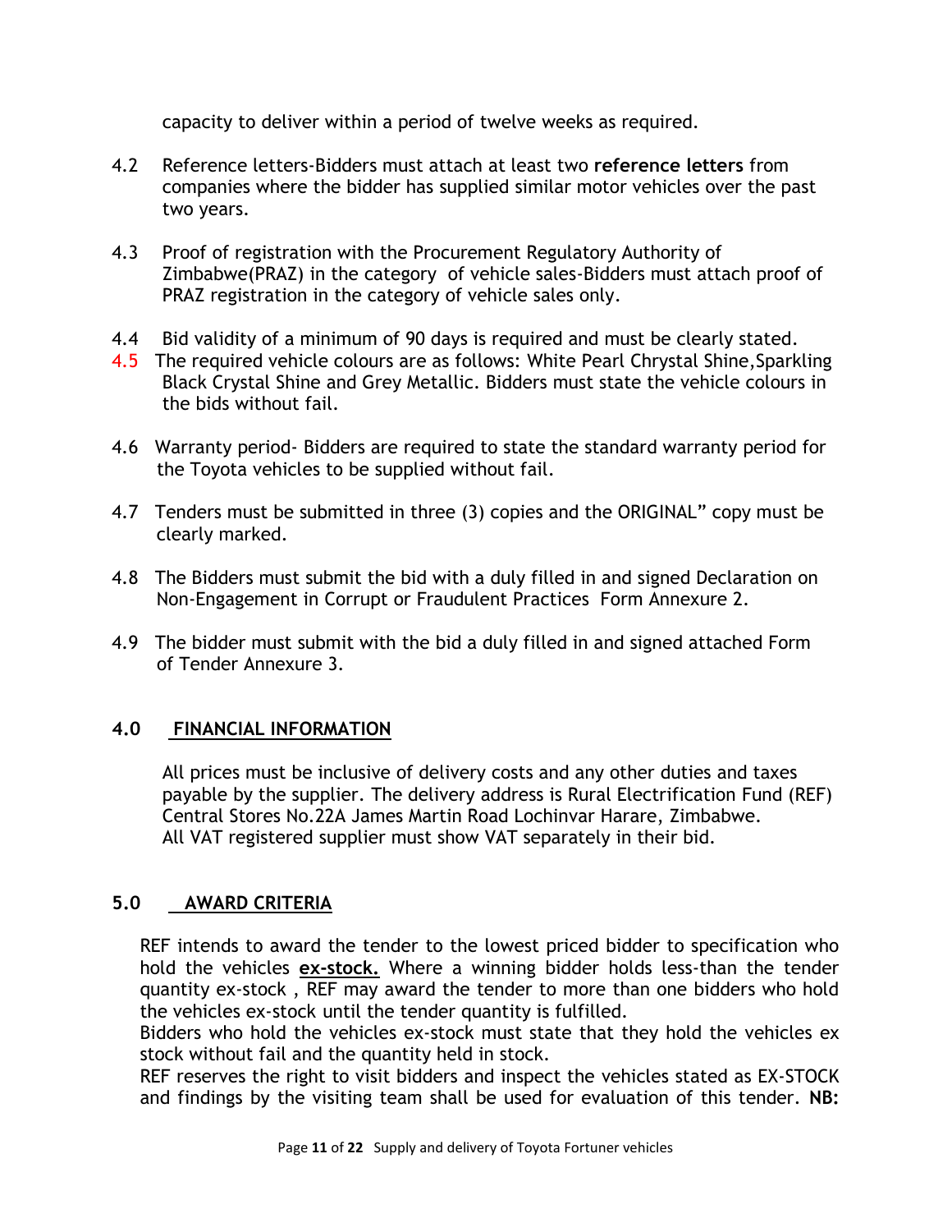capacity to deliver within a period of twelve weeks as required.

4.2 Reference letters-Bidders must attach at least two **reference letters** from companies where the bidder has supplied similar motor vehicles over the past two years.

4.3 Proof of registration with the Procurement Regulatory Authority of Zimbabwe(PRAZ) in the category of vehicle sales-Bidders must attach proof of PRAZ registration in the category of vehicle sales only.

4.4 Bid validity of a minimum of 90 days is required and must be clearly stated.

4.5 The required vehicle colours are as follows: White Pearl Chrystal Shine,Sparkling Black Crystal Shine and Grey Metallic. Bidders must state the vehicle colours in the bids without fail.

4.6 Warranty period- Bidders are required to state the standard warranty period for the Toyota vehicles to be supplied without fail.

4.7 Tenders must be submitted in three (3) copies and the ORIGINAL" copy must be clearly marked.

4.8 The Bidders must submit the bid with a duly filled in and signed Declaration on Non-Engagement in Corrupt or Fraudulent Practices Form Annexure 2.

4.9 The bidder must submit with the bid a duly filled in and signed attached Form of Tender Annexure 3.

## 4.0 FINANCIAL INFORMATION

All prices must be inclusive of delivery costs and any other duties and taxes payable by the supplier. The delivery address is Rural Electrification Fund (REF) Central Stores No.22A James Martin Road Lochinvar Harare, Zimbabwe.
All VAT registered supplier must show VAT separately in their bid.

## 5.0 AWARD CRITERIA

REF intends to award the tender to the lowest priced bidder to specification who hold the vehicles **ex-stock.** Where a winning bidder holds less-than the tender quantity ex-stock , REF may award the tender to more than one bidders who hold the vehicles ex-stock until the tender quantity is fulfilled.
Bidders who hold the vehicles ex-stock must state that they hold the vehicles ex stock without fail and the quantity held in stock.
REF reserves the right to visit bidders and inspect the vehicles stated as EX-STOCK and findings by the visiting team shall be used for evaluation of this tender. **NB:**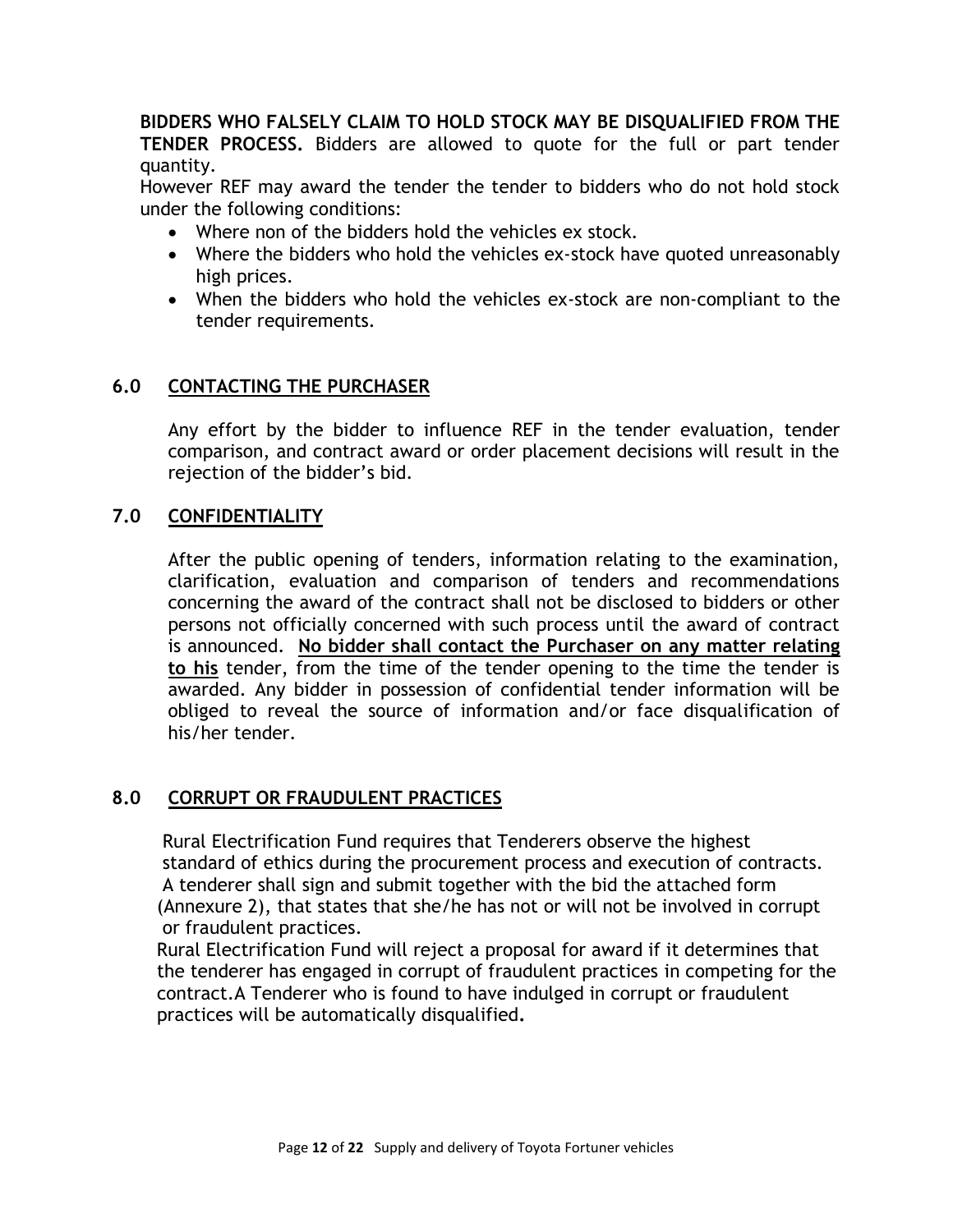**BIDDERS WHO FALSELY CLAIM TO HOLD STOCK MAY BE DISQUALIFIED FROM THE TENDER PROCESS.** Bidders are allowed to quote for the full or part tender quantity.

However REF may award the tender the tender to bidders who do not hold stock under the following conditions:

- Where non of the bidders hold the vehicles ex stock.
- Where the bidders who hold the vehicles ex-stock have quoted unreasonably high prices.
- When the bidders who hold the vehicles ex-stock are non-compliant to the tender requirements.

## 6.0 CONTACTING THE PURCHASER

Any effort by the bidder to influence REF in the tender evaluation, tender comparison, and contract award or order placement decisions will result in the rejection of the bidder's bid.

## 7.0 CONFIDENTIALITY

After the public opening of tenders, information relating to the examination, clarification, evaluation and comparison of tenders and recommendations concerning the award of the contract shall not be disclosed to bidders or other persons not officially concerned with such process until the award of contract is announced. **No bidder shall contact the Purchaser on any matter relating to his** tender, from the time of the tender opening to the time the tender is awarded. Any bidder in possession of confidential tender information will be obliged to reveal the source of information and/or face disqualification of his/her tender.

## 8.0 CORRUPT OR FRAUDULENT PRACTICES

Rural Electrification Fund requires that Tenderers observe the highest standard of ethics during the procurement process and execution of contracts. A tenderer shall sign and submit together with the bid the attached form (Annexure 2), that states that she/he has not or will not be involved in corrupt or fraudulent practices.

Rural Electrification Fund will reject a proposal for award if it determines that the tenderer has engaged in corrupt of fraudulent practices in competing for the contract.A Tenderer who is found to have indulged in corrupt or fraudulent practices will be automatically disqualified.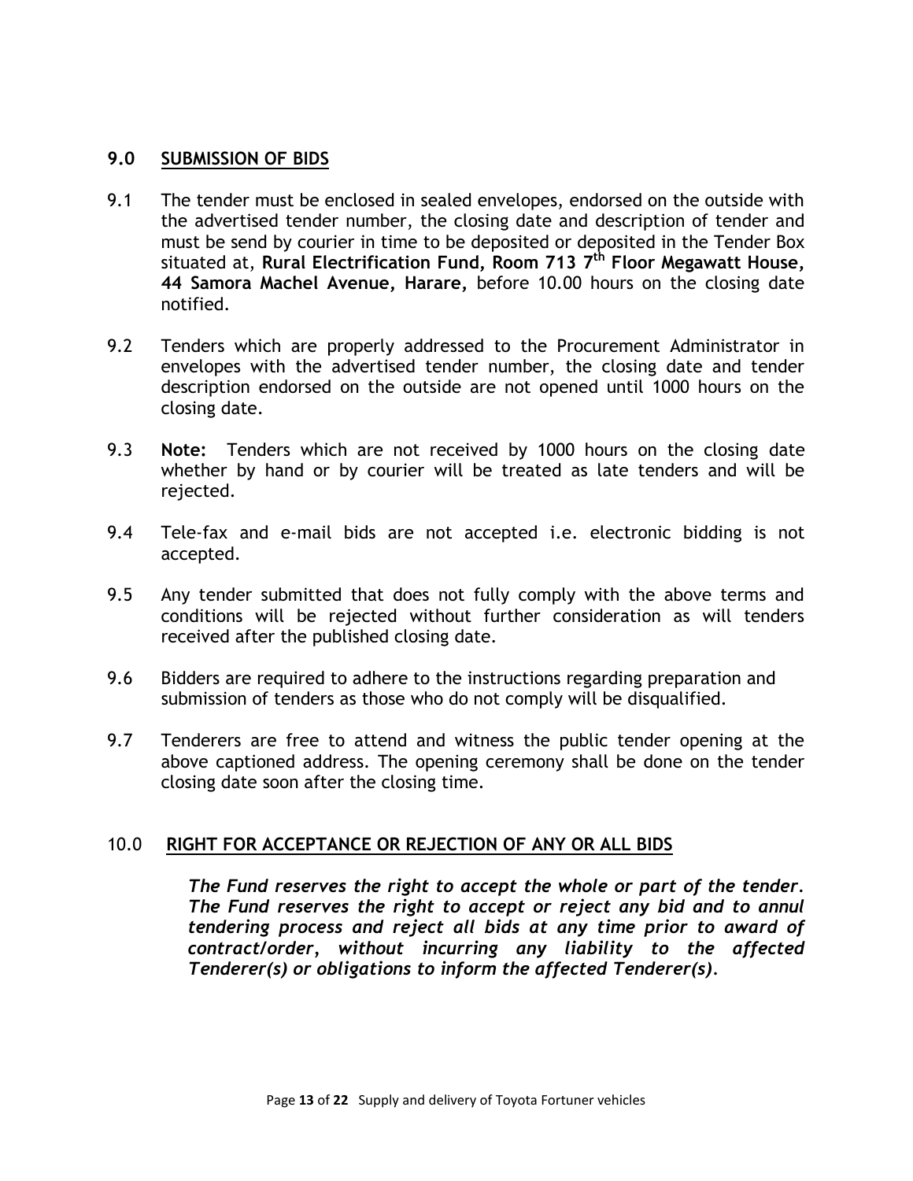## 9.0 SUBMISSION OF BIDS

9.1 The tender must be enclosed in sealed envelopes, endorsed on the outside with the advertised tender number, the closing date and description of tender and must be send by courier in time to be deposited or deposited in the Tender Box situated at, **Rural Electrification Fund, Room 713 7th Floor Megawatt House, 44 Samora Machel Avenue, Harare,** before 10.00 hours on the closing date notified.

9.2 Tenders which are properly addressed to the Procurement Administrator in envelopes with the advertised tender number, the closing date and tender description endorsed on the outside are not opened until 1000 hours on the closing date.

9.3 **Note:** Tenders which are not received by 1000 hours on the closing date whether by hand or by courier will be treated as late tenders and will be rejected.

9.4 Tele-fax and e-mail bids are not accepted i.e. electronic bidding is not accepted.

9.5 Any tender submitted that does not fully comply with the above terms and conditions will be rejected without further consideration as will tenders received after the published closing date.

9.6 Bidders are required to adhere to the instructions regarding preparation and submission of tenders as those who do not comply will be disqualified.

9.7 Tenderers are free to attend and witness the public tender opening at the above captioned address. The opening ceremony shall be done on the tender closing date soon after the closing time.

## 10.0 RIGHT FOR ACCEPTANCE OR REJECTION OF ANY OR ALL BIDS

***The Fund reserves the right to accept the whole or part of the tender. The Fund reserves the right to accept or reject any bid and to annul tendering process and reject all bids at any time prior to award of contract/order, without incurring any liability to the affected Tenderer(s) or obligations to inform the affected Tenderer(s).***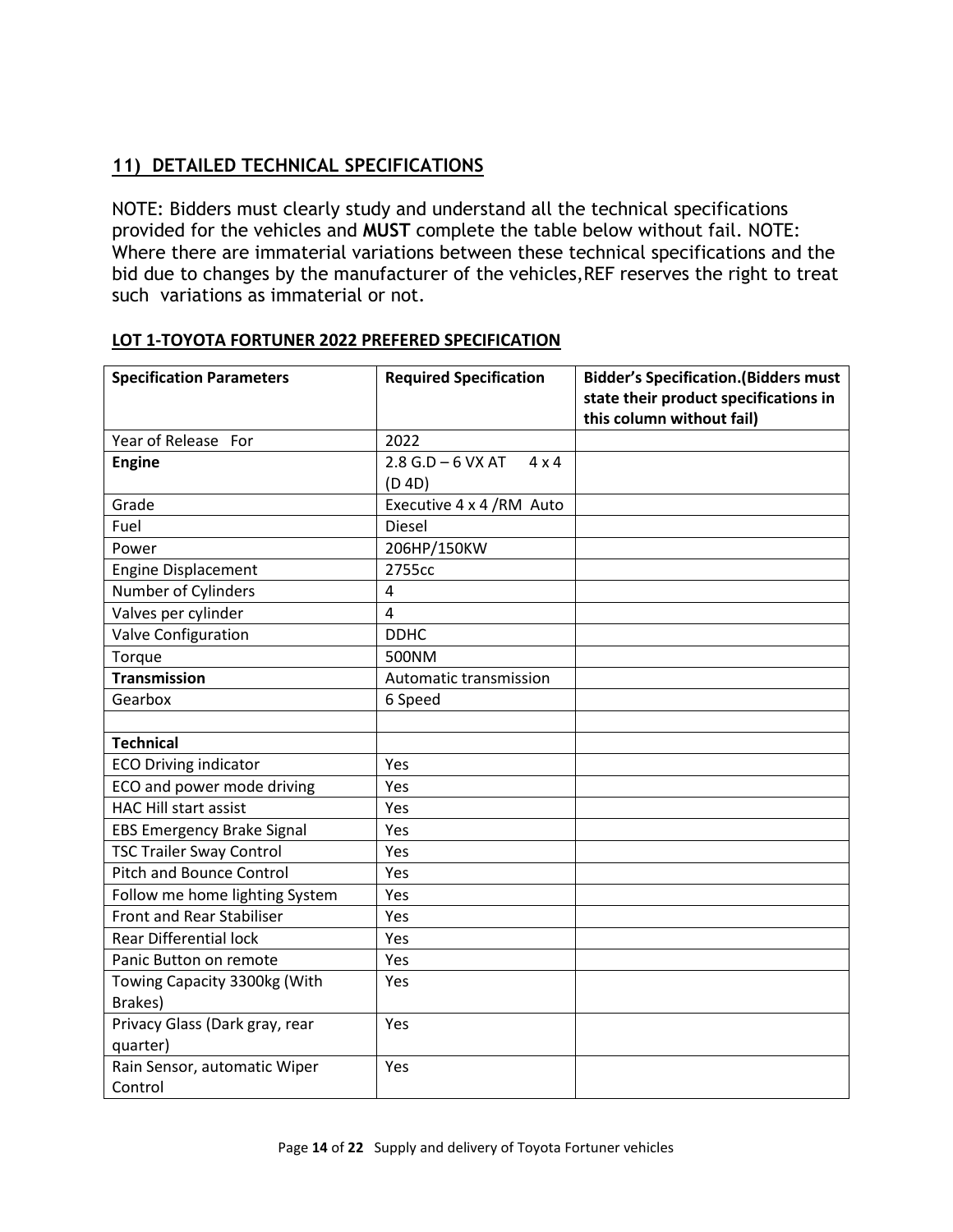## 11) DETAILED TECHNICAL SPECIFICATIONS

NOTE: Bidders must clearly study and understand all the technical specifications provided for the vehicles and **MUST** complete the table below without fail. NOTE: Where there are immaterial variations between these technical specifications and the bid due to changes by the manufacturer of the vehicles,REF reserves the right to treat such variations as immaterial or not.

### LOT 1-TOYOTA FORTUNER 2022 PREFERED SPECIFICATION

| Specification Parameters | Required Specification | Bidder's Specification.(Bidders must state their product specifications in this column without fail) |
|---|---|---|
| Year of Release For | 2022 | |
| **Engine** | 2.8 G.D – 6 VX AT 4 x 4 (D 4D) | |
| Grade | Executive 4 x 4 /RM Auto | |
| Fuel | Diesel | |
| Power | 206HP/150KW | |
| Engine Displacement | 2755cc | |
| Number of Cylinders | 4 | |
| Valves per cylinder | 4 | |
| Valve Configuration | DDHC | |
| Torque | 500NM | |
| **Transmission** | Automatic transmission | |
| Gearbox | 6 Speed | |
| | | |
| **Technical** | | |
| ECO Driving indicator | Yes | |
| ECO and power mode driving | Yes | |
| HAC Hill start assist | Yes | |
| EBS Emergency Brake Signal | Yes | |
| TSC Trailer Sway Control | Yes | |
| Pitch and Bounce Control | Yes | |
| Follow me home lighting System | Yes | |
| Front and Rear Stabiliser | Yes | |
| Rear Differential lock | Yes | |
| Panic Button on remote | Yes | |
| Towing Capacity 3300kg (With Brakes) | Yes | |
| Privacy Glass (Dark gray, rear quarter) | Yes | |
| Rain Sensor, automatic Wiper Control | Yes | |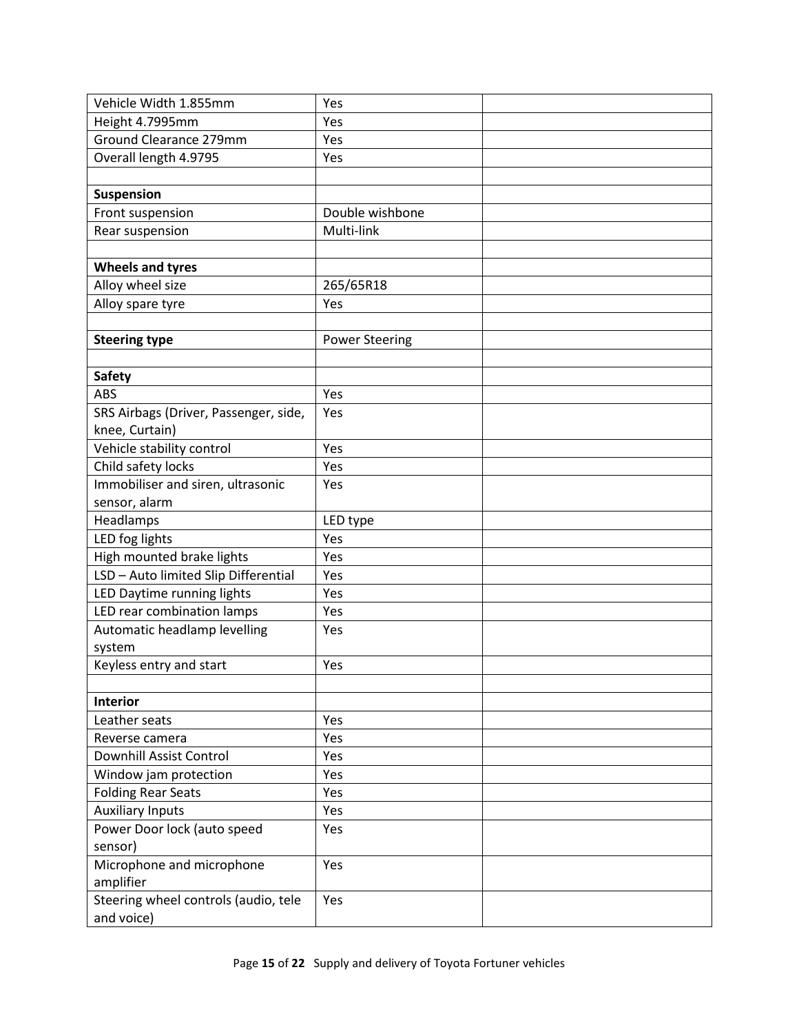| | | |
|---|---|---|
| Vehicle Width 1.855mm | Yes | |
| Height 4.7995mm | Yes | |
| Ground Clearance 279mm | Yes | |
| Overall length 4.9795 | Yes | |
| | | |
| **Suspension** | | |
| Front suspension | Double wishbone | |
| Rear suspension | Multi-link | |
| | | |
| **Wheels and tyres** | | |
| Alloy wheel size | 265/65R18 | |
| Alloy spare tyre | Yes | |
| | | |
| **Steering type** | Power Steering | |
| | | |
| **Safety** | | |
| ABS | Yes | |
| SRS Airbags (Driver, Passenger, side, knee, Curtain) | Yes | |
| Vehicle stability control | Yes | |
| Child safety locks | Yes | |
| Immobiliser and siren, ultrasonic sensor, alarm | Yes | |
| Headlamps | LED type | |
| LED fog lights | Yes | |
| High mounted brake lights | Yes | |
| LSD – Auto limited Slip Differential | Yes | |
| LED Daytime running lights | Yes | |
| LED rear combination lamps | Yes | |
| Automatic headlamp levelling system | Yes | |
| Keyless entry and start | Yes | |
| | | |
| **Interior** | | |
| Leather seats | Yes | |
| Reverse camera | Yes | |
| Downhill Assist Control | Yes | |
| Window jam protection | Yes | |
| Folding Rear Seats | Yes | |
| Auxiliary Inputs | Yes | |
| Power Door lock (auto speed sensor) | Yes | |
| Microphone and microphone amplifier | Yes | |
| Steering wheel controls (audio, tele and voice) | Yes | |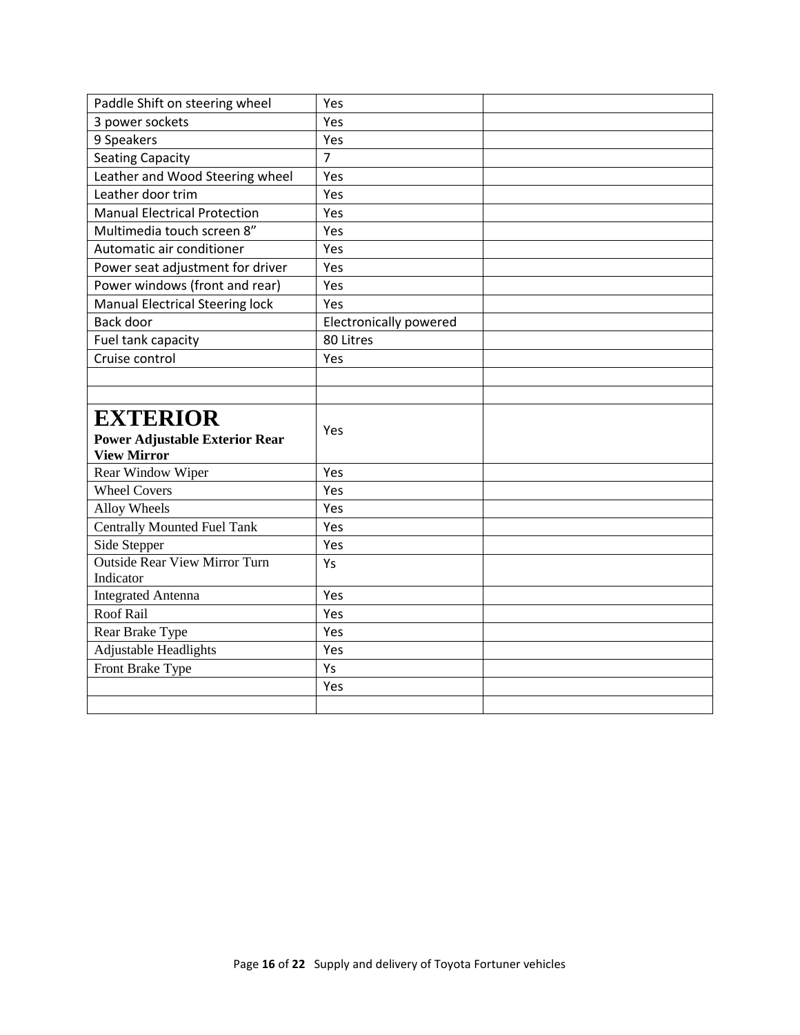| | | |
|---|---|---|
| Paddle Shift on steering wheel | Yes | |
| 3 power sockets | Yes | |
| 9 Speakers | Yes | |
| Seating Capacity | 7 | |
| Leather and Wood Steering wheel | Yes | |
| Leather door trim | Yes | |
| Manual Electrical Protection | Yes | |
| Multimedia touch screen 8” | Yes | |
| Automatic air conditioner | Yes | |
| Power seat adjustment for driver | Yes | |
| Power windows (front and rear) | Yes | |
| Manual Electrical Steering lock | Yes | |
| Back door | Electronically powered | |
| Fuel tank capacity | 80 Litres | |
| Cruise control | Yes | |
| | | |
| | | |
| **EXTERIOR** **Power Adjustable Exterior Rear View Mirror** | Yes | |
| Rear Window Wiper | Yes | |
| Wheel Covers | Yes | |
| Alloy Wheels | Yes | |
| Centrally Mounted Fuel Tank | Yes | |
| Side Stepper | Yes | |
| Outside Rear View Mirror Turn Indicator | Ys | |
| Integrated Antenna | Yes | |
| Roof Rail | Yes | |
| Rear Brake Type | Yes | |
| Adjustable Headlights | Yes | |
| Front Brake Type | Ys | |
| | Yes | |
| | | |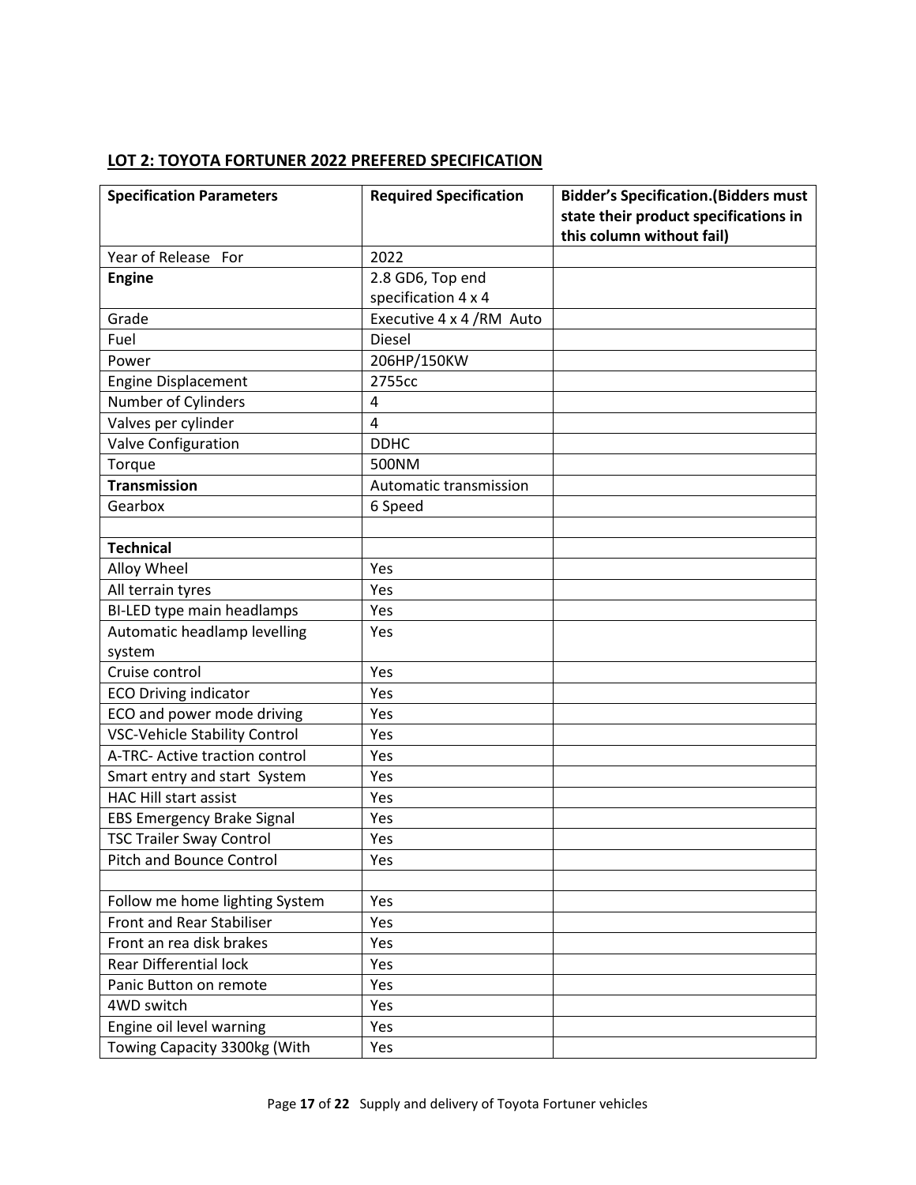## **LOT 2: TOYOTA FORTUNER 2022 PREFERED SPECIFICATION**

| **Specification Parameters** | **Required Specification** | **Bidder's Specification.(Bidders must state their product specifications in this column without fail)** |
|---|---|---|
| Year of Release For | 2022 | |
| **Engine** | 2.8 GD6, Top end specification 4 x 4 | |
| Grade | Executive 4 x 4 /RM Auto | |
| Fuel | Diesel | |
| Power | 206HP/150KW | |
| Engine Displacement | 2755cc | |
| Number of Cylinders | 4 | |
| Valves per cylinder | 4 | |
| Valve Configuration | DDHC | |
| Torque | 500NM | |
| **Transmission** | Automatic transmission | |
| Gearbox | 6 Speed | |
| | | |
| **Technical** | | |
| Alloy Wheel | Yes | |
| All terrain tyres | Yes | |
| BI-LED type main headlamps | Yes | |
| Automatic headlamp levelling system | Yes | |
| Cruise control | Yes | |
| ECO Driving indicator | Yes | |
| ECO and power mode driving | Yes | |
| VSC-Vehicle Stability Control | Yes | |
| A-TRC- Active traction control | Yes | |
| Smart entry and start System | Yes | |
| HAC Hill start assist | Yes | |
| EBS Emergency Brake Signal | Yes | |
| TSC Trailer Sway Control | Yes | |
| Pitch and Bounce Control | Yes | |
| | | |
| Follow me home lighting System | Yes | |
| Front and Rear Stabiliser | Yes | |
| Front an rea disk brakes | Yes | |
| Rear Differential lock | Yes | |
| Panic Button on remote | Yes | |
| 4WD switch | Yes | |
| Engine oil level warning | Yes | |
| Towing Capacity 3300kg (With | Yes | |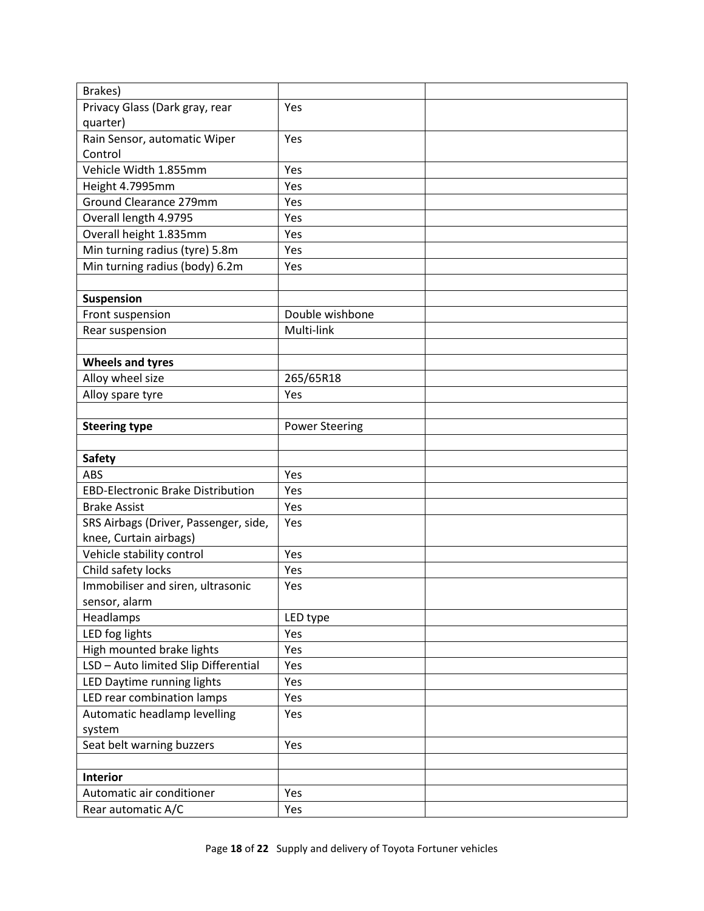| | | |
|---|---|---|
| Brakes) | | |
| Privacy Glass (Dark gray, rear quarter) | Yes | |
| Rain Sensor, automatic Wiper Control | Yes | |
| Vehicle Width 1.855mm | Yes | |
| Height 4.7995mm | Yes | |
| Ground Clearance 279mm | Yes | |
| Overall length 4.9795 | Yes | |
| Overall height 1.835mm | Yes | |
| Min turning radius (tyre) 5.8m | Yes | |
| Min turning radius (body) 6.2m | Yes | |
| | | |
| **Suspension** | | |
| Front suspension | Double wishbone | |
| Rear suspension | Multi-link | |
| | | |
| **Wheels and tyres** | | |
| Alloy wheel size | 265/65R18 | |
| Alloy spare tyre | Yes | |
| | | |
| **Steering type** | Power Steering | |
| | | |
| **Safety** | | |
| ABS | Yes | |
| EBD-Electronic Brake Distribution | Yes | |
| Brake Assist | Yes | |
| SRS Airbags (Driver, Passenger, side, knee, Curtain airbags) | Yes | |
| Vehicle stability control | Yes | |
| Child safety locks | Yes | |
| Immobiliser and siren, ultrasonic sensor, alarm | Yes | |
| Headlamps | LED type | |
| LED fog lights | Yes | |
| High mounted brake lights | Yes | |
| LSD – Auto limited Slip Differential | Yes | |
| LED Daytime running lights | Yes | |
| LED rear combination lamps | Yes | |
| Automatic headlamp levelling system | Yes | |
| Seat belt warning buzzers | Yes | |
| | | |
| **Interior** | | |
| Automatic air conditioner | Yes | |
| Rear automatic A/C | Yes | |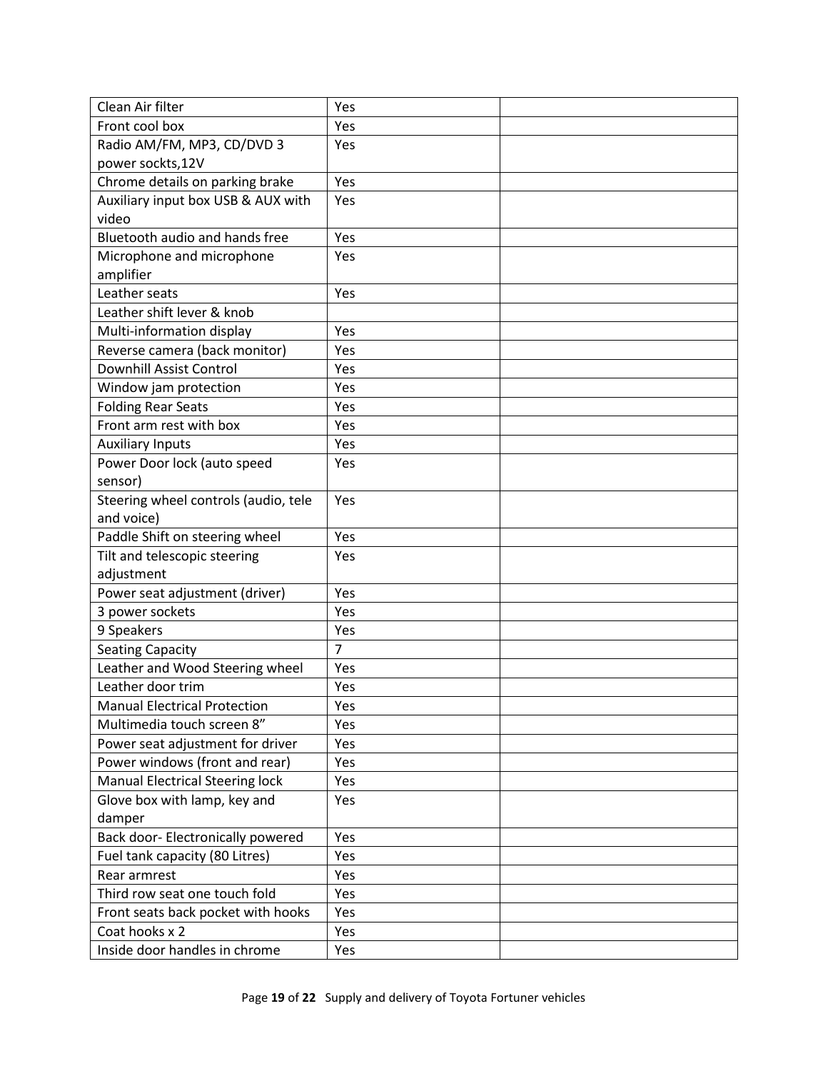| | | |
|---|---|---|
| Clean Air filter | Yes | |
| Front cool box | Yes | |
| Radio AM/FM, MP3, CD/DVD 3 power sockts,12V | Yes | |
| Chrome details on parking brake | Yes | |
| Auxiliary input box USB & AUX with video | Yes | |
| Bluetooth audio and hands free | Yes | |
| Microphone and microphone amplifier | Yes | |
| Leather seats | Yes | |
| Leather shift lever & knob | | |
| Multi-information display | Yes | |
| Reverse camera (back monitor) | Yes | |
| Downhill Assist Control | Yes | |
| Window jam protection | Yes | |
| Folding Rear Seats | Yes | |
| Front arm rest with box | Yes | |
| Auxiliary Inputs | Yes | |
| Power Door lock (auto speed sensor) | Yes | |
| Steering wheel controls (audio, tele and voice) | Yes | |
| Paddle Shift on steering wheel | Yes | |
| Tilt and telescopic steering adjustment | Yes | |
| Power seat adjustment (driver) | Yes | |
| 3 power sockets | Yes | |
| 9 Speakers | Yes | |
| Seating Capacity | 7 | |
| Leather and Wood Steering wheel | Yes | |
| Leather door trim | Yes | |
| Manual Electrical Protection | Yes | |
| Multimedia touch screen 8" | Yes | |
| Power seat adjustment for driver | Yes | |
| Power windows (front and rear) | Yes | |
| Manual Electrical Steering lock | Yes | |
| Glove box with lamp, key and damper | Yes | |
| Back door- Electronically powered | Yes | |
| Fuel tank capacity (80 Litres) | Yes | |
| Rear armrest | Yes | |
| Third row seat one touch fold | Yes | |
| Front seats back pocket with hooks | Yes | |
| Coat hooks x 2 | Yes | |
| Inside door handles in chrome | Yes | |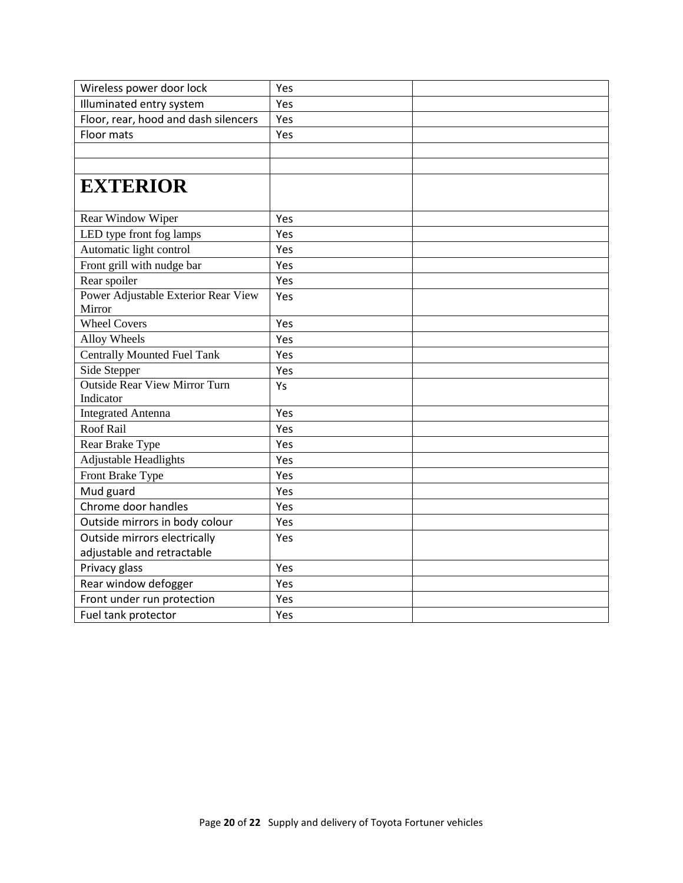| | | |
|---|---|---|
| Wireless power door lock | Yes | |
| Illuminated entry system | Yes | |
| Floor, rear, hood and dash silencers | Yes | |
| Floor mats | Yes | |
| | | |
| | | |
| **EXTERIOR** | | |
| Rear Window Wiper | Yes | |
| LED type front fog lamps | Yes | |
| Automatic light control | Yes | |
| Front grill with nudge bar | Yes | |
| Rear spoiler | Yes | |
| Power Adjustable Exterior Rear View Mirror | Yes | |
| Wheel Covers | Yes | |
| Alloy Wheels | Yes | |
| Centrally Mounted Fuel Tank | Yes | |
| Side Stepper | Yes | |
| Outside Rear View Mirror Turn Indicator | Ys | |
| Integrated Antenna | Yes | |
| Roof Rail | Yes | |
| Rear Brake Type | Yes | |
| Adjustable Headlights | Yes | |
| Front Brake Type | Yes | |
| Mud guard | Yes | |
| Chrome door handles | Yes | |
| Outside mirrors in body colour | Yes | |
| Outside mirrors electrically adjustable and retractable | Yes | |
| Privacy glass | Yes | |
| Rear window defogger | Yes | |
| Front under run protection | Yes | |
| Fuel tank protector | Yes | |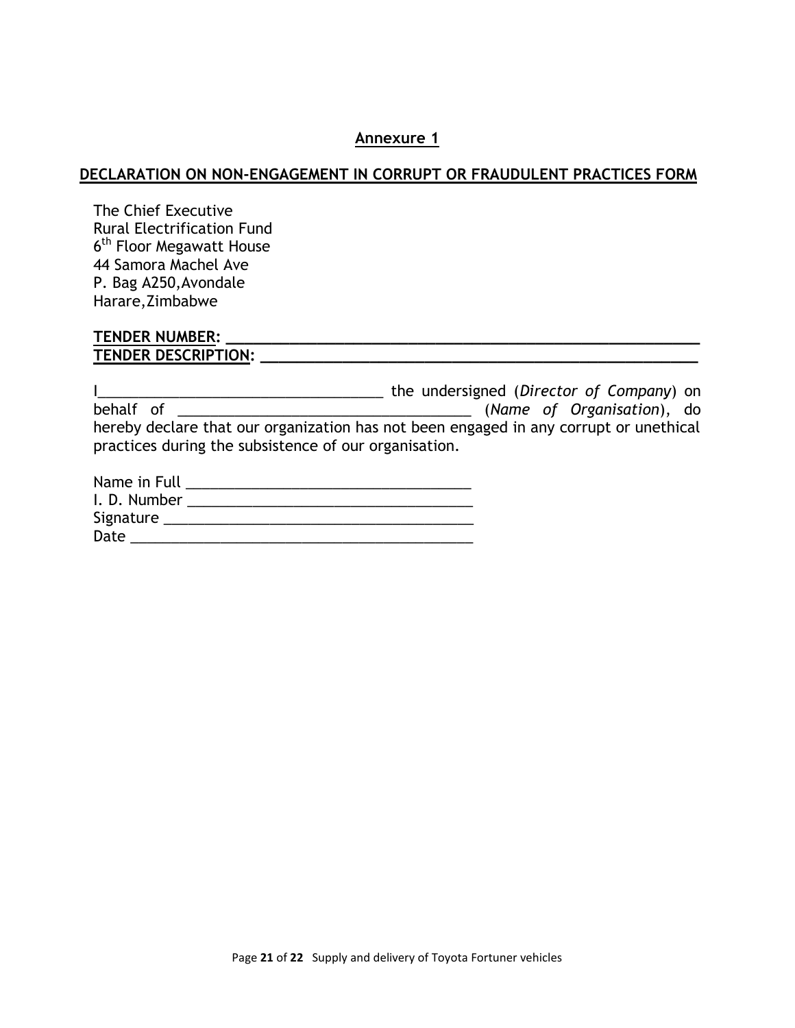## Annexure 1

## DECLARATION ON NON-ENGAGEMENT IN CORRUPT OR FRAUDULENT PRACTICES FORM

The Chief Executive
Rural Electrification Fund
6th Floor Megawatt House
44 Samora Machel Ave
P. Bag A250,Avondale
Harare,Zimbabwe

**TENDER NUMBER: _______________________________________________________**
**TENDER DESCRIPTION: ___________________________________________________**

I___________________________________ the undersigned (*Director of Company*) on behalf of ____________________________________ (*Name of Organisation*), do hereby declare that our organization has not been engaged in any corrupt or unethical practices during the subsistence of our organisation.

Name in Full __________________________________
I. D. Number __________________________________
Signature _____________________________________
Date _________________________________________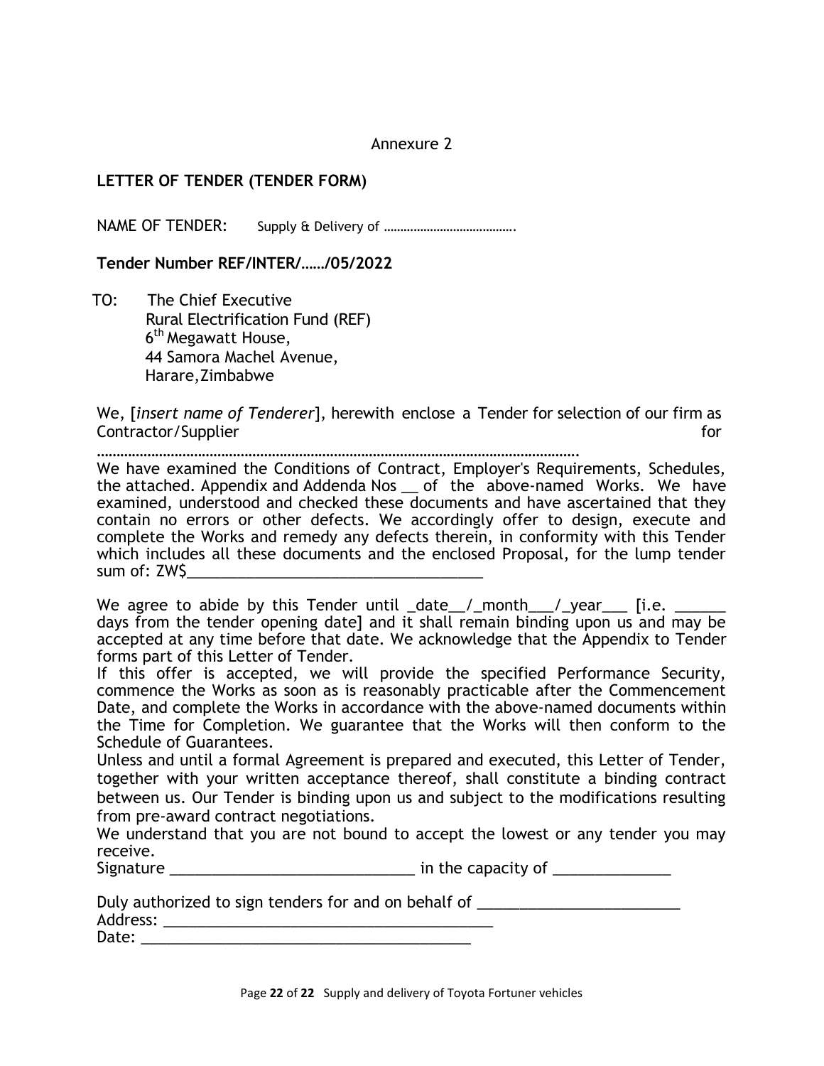Annexure 2

**LETTER OF TENDER (TENDER FORM)**

NAME OF TENDER: Supply & Delivery of ………………………………….

**Tender Number REF/INTER/……/05/2022**

TO: The Chief Executive
Rural Electrification Fund (REF)
6th Megawatt House,
44 Samora Machel Avenue,
Harare,Zimbabwe

We, [*insert name of Tenderer*], herewith enclose a Tender for selection of our firm as Contractor/Supplier for ……………………………………………………………………………………………………….

We have examined the Conditions of Contract, Employer's Requirements, Schedules, the attached. Appendix and Addenda Nos __ of the above-named Works. We have examined, understood and checked these documents and have ascertained that they contain no errors or other defects. We accordingly offer to design, execute and complete the Works and remedy any defects therein, in conformity with this Tender which includes all these documents and the enclosed Proposal, for the lump tender sum of: ZW$____________________________________

We agree to abide by this Tender until _date__/_month___/_year___ [i.e. ______ days from the tender opening date] and it shall remain binding upon us and may be accepted at any time before that date. We acknowledge that the Appendix to Tender forms part of this Letter of Tender.

If this offer is accepted, we will provide the specified Performance Security, commence the Works as soon as is reasonably practicable after the Commencement Date, and complete the Works in accordance with the above-named documents within the Time for Completion. We guarantee that the Works will then conform to the Schedule of Guarantees.

Unless and until a formal Agreement is prepared and executed, this Letter of Tender, together with your written acceptance thereof, shall constitute a binding contract between us. Our Tender is binding upon us and subject to the modifications resulting from pre-award contract negotiations.

We understand that you are not bound to accept the lowest or any tender you may receive.

Signature _____________________________ in the capacity of ______________

Duly authorized to sign tenders for and on behalf of ________________________

Address: ________________________________________

Date: ________________________________________